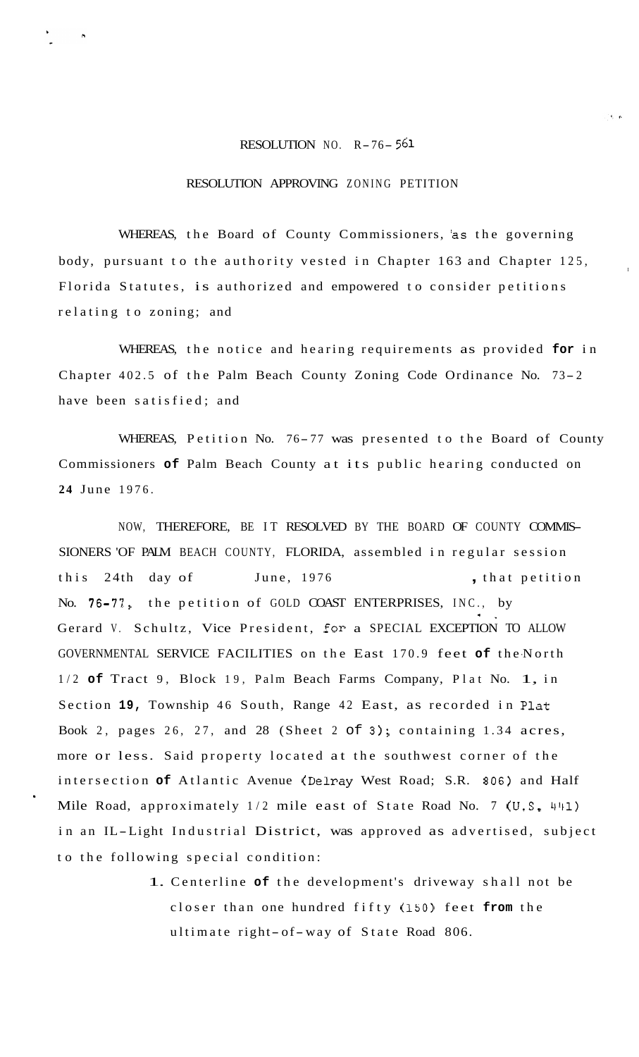# RESOLUTION NO. R-76-561

## RESOLUTION APPROVING ZONING PETITION

WHEREAS, the Board of County Commissioners, as the governing body, pursuant to the authority vested in Chapter 163 and Chapter 125, Florida Statutes, is authorized and empowered to consider petitions relating to zoning; and

WHEREAS, the notice and hearing requirements as provided for in Chapter 402.5 of the Palm Beach County Zoning Code Ordinance No. 73-2 have been satisfied; and

WHEREAS, Petition No. 76-77 was presented to the Board of County Commissioners of Palm Beach County at its public hearing conducted on 24 June 1976.

NOW, THEREFORE, BE IT RESOLVED BY THE BOARD OF COUNTY COMMISSIONERS OF PALM BEACH COUNTY, FLORIDA, assembled in regular session this 24th day of June, 1976, that petition No. 76-77, the petition of GOLD COAST ENTERPRISES, INC., by Gerard V. Schultz, Vice President, for a SPECIAL EXCEPTION TO ALLOW GOVERNMENTAL SERVICE FACILITIES on the East 170.9 feet of the North 1/2 of Tract 9, Block 19, Palm Beach Farms Company, Plat No. 1, in Section 19, Township 46 South, Range 42 East, as recorded in Plat Book 2, pages 26, 27, and 28 (Sheet 2 of 3); containing 1.34 acres, more or less. Said property located at the southwest corner of the intersection of Atlantic Avenue (Delray West Road; S.R. 806) and Half Mile Road, approximately 1/2 mile east of State Road No. 7 (U.S. 441) in an IL-Light Industrial District, was approved as advertised, subject to the following special condition:

1. Centerline of the development's driveway shall not be closer than one hundred fifty (150) feet from the ultimate right-of-way of State Road 806.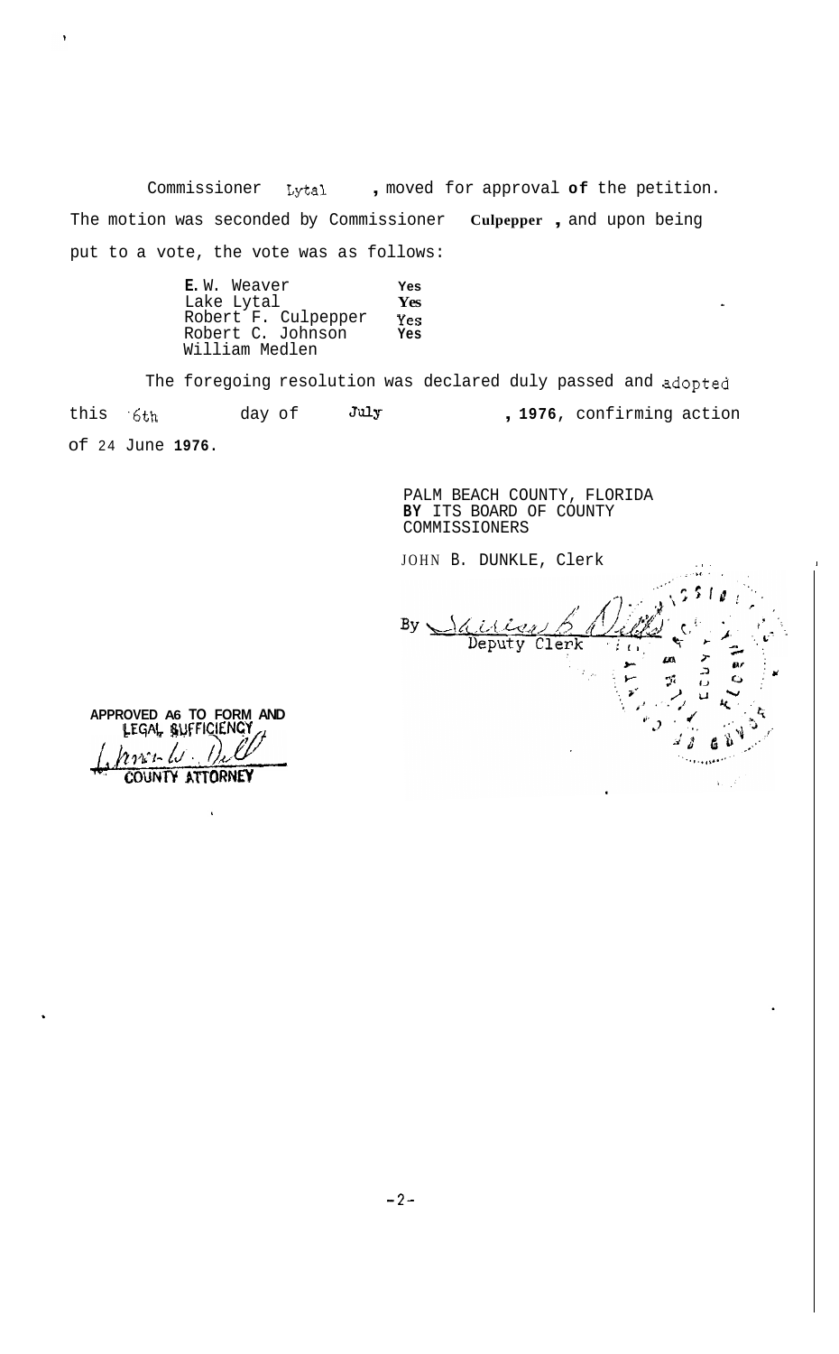Commissioner Lytal, moved for approval of the petition. The motion was seconded by Commissioner Culpepper, and upon being put to a vote, the vote was as follows:

| | |
|---|---|
| E. W. Weaver | Yes |
| Lake Lytal | Yes |
| Robert F. Culpepper | Yes |
| Robert C. Johnson | Yes |
| William Medlen | |

The foregoing resolution was declared duly passed and adopted this 6th day of July, 1976, confirming action of 24 June 1976.

PALM BEACH COUNTY, FLORIDA
BY ITS BOARD OF COUNTY
COMMISSIONERS

JOHN B. DUNKLE, Clerk

By ______________________
Deputy Clerk

APPROVED AS TO FORM AND
LEGAL SUFFICIENCY

______________________
COUNTY ATTORNEY